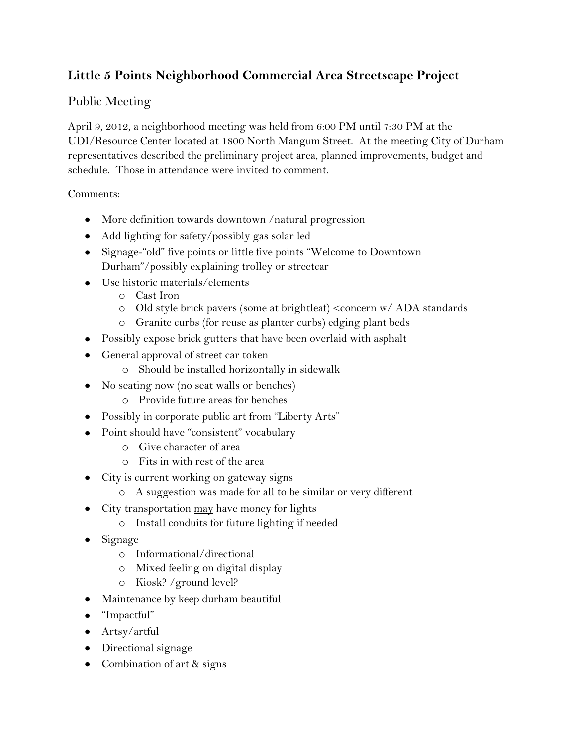# **Little 5 Points Neighborhood Commercial Area Streetscape Project**

## Public Meeting

April 9, 2012, a neighborhood meeting was held from 6:00 PM until 7:30 PM at the UDI/Resource Center located at 1800 North Mangum Street. At the meeting City of Durham representatives described the preliminary project area, planned improvements, budget and schedule. Those in attendance were invited to comment.

Comments:

- More definition towards downtown /natural progression
- Add lighting for safety/possibly gas solar led
- Signage-"old" five points or little five points "Welcome to Downtown Durham"/possibly explaining trolley or streetcar
- Use historic materials/elements
  - Cast Iron
  - Old style brick pavers (some at brightleaf) <concern w/ ADA standards
  - Granite curbs (for reuse as planter curbs) edging plant beds
- Possibly expose brick gutters that have been overlaid with asphalt
- General approval of street car token
  - Should be installed horizontally in sidewalk
- No seating now (no seat walls or benches)
  - Provide future areas for benches
- Possibly in corporate public art from "Liberty Arts"
- Point should have "consistent" vocabulary
  - Give character of area
  - Fits in with rest of the area
- City is current working on gateway signs
  - A suggestion was made for all to be similar <u>or</u> very different
- City transportation <u>may</u> have money for lights
  - Install conduits for future lighting if needed
- Signage
  - Informational/directional
  - Mixed feeling on digital display
  - Kiosk? /ground level?
- Maintenance by keep durham beautiful
- "Impactful"
- Artsy/artful
- Directional signage
- Combination of art & signs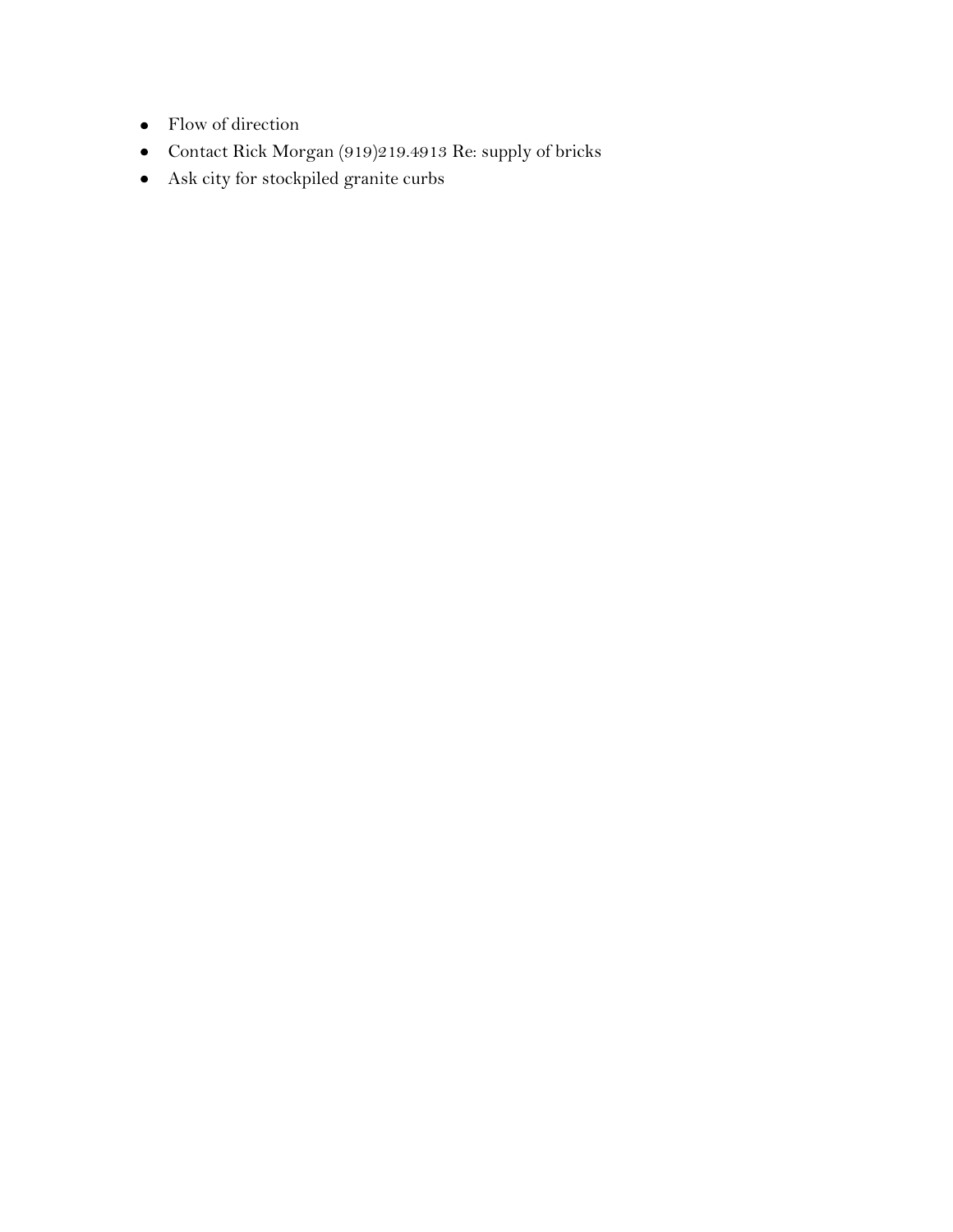- Flow of direction
- Contact Rick Morgan (919)219.4913 Re: supply of bricks
- Ask city for stockpiled granite curbs